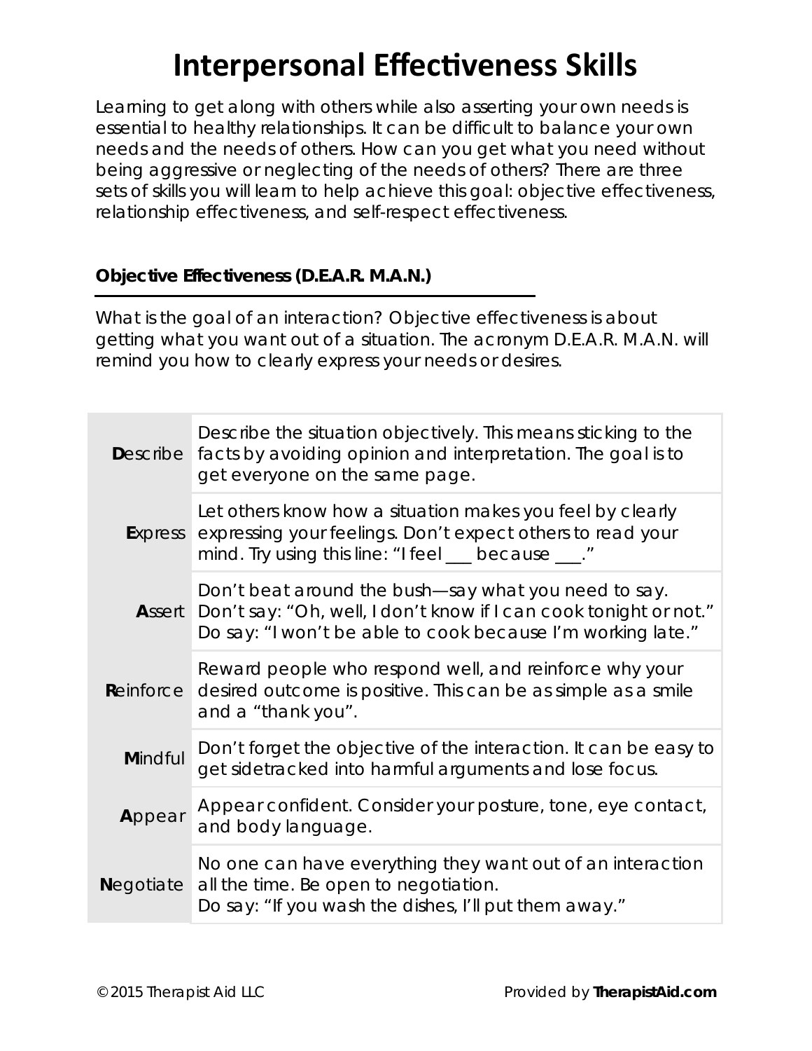# Interpersonal Effectiveness Skills

Learning to get along with others while also asserting your own needs is essential to healthy relationships. It can be difficult to balance your own needs and the needs of others. How can you get what you need without being aggressive or neglecting of the needs of others? There are three sets of skills you will learn to help achieve this goal: objective effectiveness, relationship effectiveness, and self-respect effectiveness.

## Objective Effectiveness (D.E.A.R. M.A.N.)

What is the goal of an interaction? Objective effectiveness is about getting what you want out of a situation. The acronym D.E.A.R. M.A.N. will remind you how to clearly express your needs or desires.

| | |
|---|---|
| **D**escribe | Describe the situation objectively. This means sticking to the facts by avoiding opinion and interpretation. The goal is to get everyone on the same page. |
| **E**xpress | Let others know how a situation makes you feel by clearly expressing your feelings. Don't expect others to read your mind. Try using this line: "I feel ___ because ___." |
| **A**ssert | Don't beat around the bush—say what you need to say. Don't say: "Oh, well, I don't know if I can cook tonight or not." Do say: "I won't be able to cook because I'm working late." |
| **R**einforce | Reward people who respond well, and reinforce why your desired outcome is positive. This can be as simple as a smile and a "thank you". |
| **M**indful | Don't forget the objective of the interaction. It can be easy to get sidetracked into harmful arguments and lose focus. |
| **A**ppear | Appear confident. Consider your posture, tone, eye contact, and body language. |
| **N**egotiate | No one can have everything they want out of an interaction all the time. Be open to negotiation. Do say: "If you wash the dishes, I'll put them away." |

© 2015 Therapist Aid LLC — Provided by **TherapistAid.com**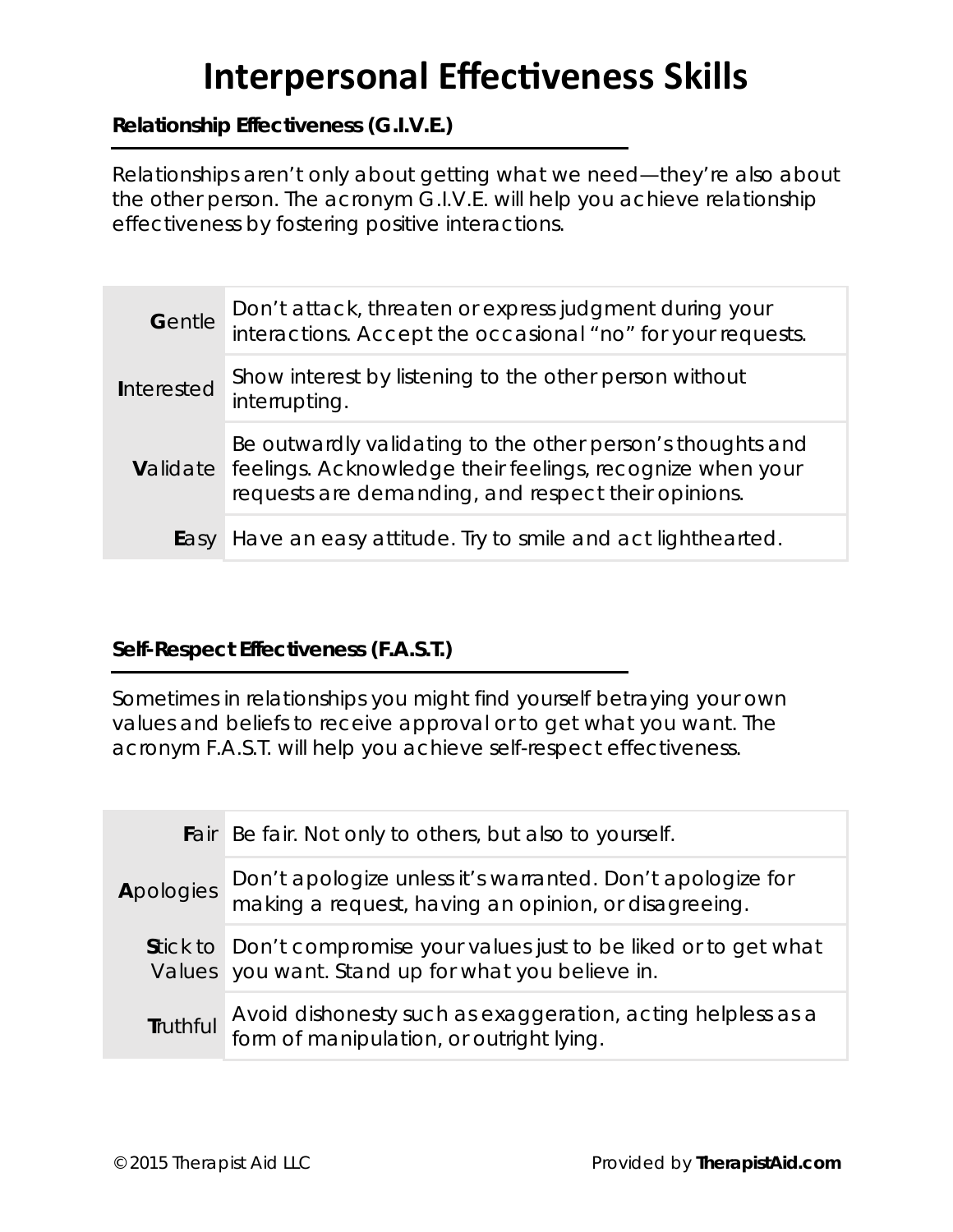# Interpersonal Effectiveness Skills

## Relationship Effectiveness (G.I.V.E.)

Relationships aren't only about getting what we need—they're also about the other person. The acronym G.I.V.E. will help you achieve relationship effectiveness by fostering positive interactions.

| | |
|---|---|
| **G**entle | Don't attack, threaten or express judgment during your interactions. Accept the occasional "no" for your requests. |
| **I**nterested | Show interest by listening to the other person without interrupting. |
| **V**alidate | Be outwardly validating to the other person's thoughts and feelings. Acknowledge their feelings, recognize when your requests are demanding, and respect their opinions. |
| **E**asy | Have an easy attitude. Try to smile and act lighthearted. |

## Self-Respect Effectiveness (F.A.S.T.)

Sometimes in relationships you might find yourself betraying your own values and beliefs to receive approval or to get what you want. The acronym F.A.S.T. will help you achieve self-respect effectiveness.

| | |
|---|---|
| **F**air | Be fair. Not only to others, but also to yourself. |
| **A**pologies | Don't apologize unless it's warranted. Don't apologize for making a request, having an opinion, or disagreeing. |
| **S**tick to Values | Don't compromise your values just to be liked or to get what you want. Stand up for what you believe in. |
| **T**ruthful | Avoid dishonesty such as exaggeration, acting helpless as a form of manipulation, or outright lying. |

© 2015 Therapist Aid LLC Provided by **TherapistAid.com**